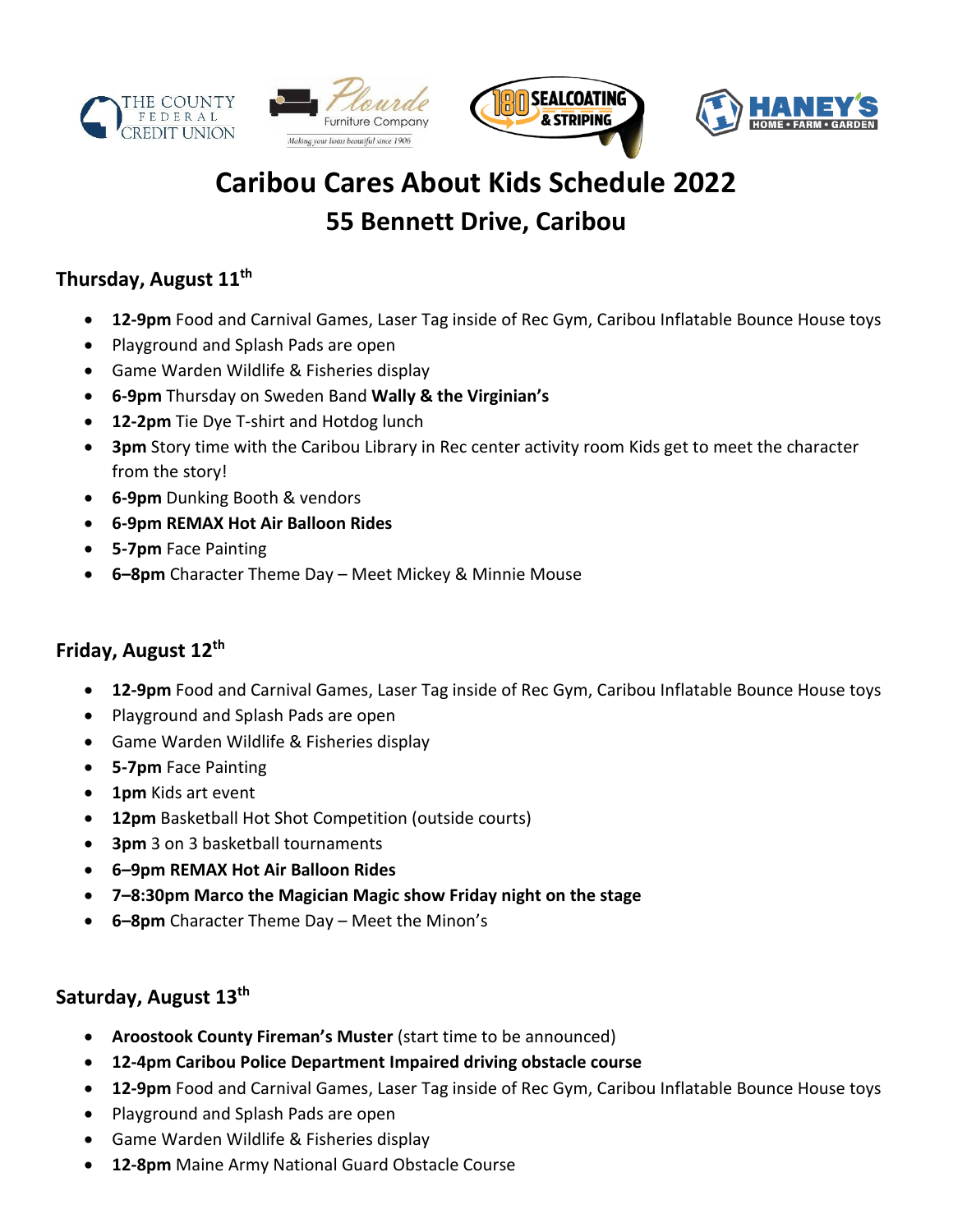THE COUNTY FEDERAL CREDIT UNION

Plourde Furniture Company — Making your home beautiful since 1906

180 SEALCOATING & STRIPING

HANEY'S HOME • FARM • GARDEN

# Caribou Cares About Kids Schedule 2022

## 55 Bennett Drive, Caribou

### Thursday, August 11th

- **12-9pm** Food and Carnival Games, Laser Tag inside of Rec Gym, Caribou Inflatable Bounce House toys
- Playground and Splash Pads are open
- Game Warden Wildlife & Fisheries display
- **6-9pm** Thursday on Sweden Band **Wally & the Virginian's**
- **12-2pm** Tie Dye T-shirt and Hotdog lunch
- **3pm** Story time with the Caribou Library in Rec center activity room Kids get to meet the character from the story!
- **6-9pm** Dunking Booth & vendors
- **6-9pm REMAX Hot Air Balloon Rides**
- **5-7pm** Face Painting
- **6–8pm** Character Theme Day – Meet Mickey & Minnie Mouse

### Friday, August 12th

- **12-9pm** Food and Carnival Games, Laser Tag inside of Rec Gym, Caribou Inflatable Bounce House toys
- Playground and Splash Pads are open
- Game Warden Wildlife & Fisheries display
- **5-7pm** Face Painting
- **1pm** Kids art event
- **12pm** Basketball Hot Shot Competition (outside courts)
- **3pm** 3 on 3 basketball tournaments
- **6–9pm REMAX Hot Air Balloon Rides**
- **7–8:30pm Marco the Magician Magic show Friday night on the stage**
- **6–8pm** Character Theme Day – Meet the Minon's

### Saturday, August 13th

- **Aroostook County Fireman's Muster** (start time to be announced)
- **12-4pm Caribou Police Department Impaired driving obstacle course**
- **12-9pm** Food and Carnival Games, Laser Tag inside of Rec Gym, Caribou Inflatable Bounce House toys
- Playground and Splash Pads are open
- Game Warden Wildlife & Fisheries display
- **12-8pm** Maine Army National Guard Obstacle Course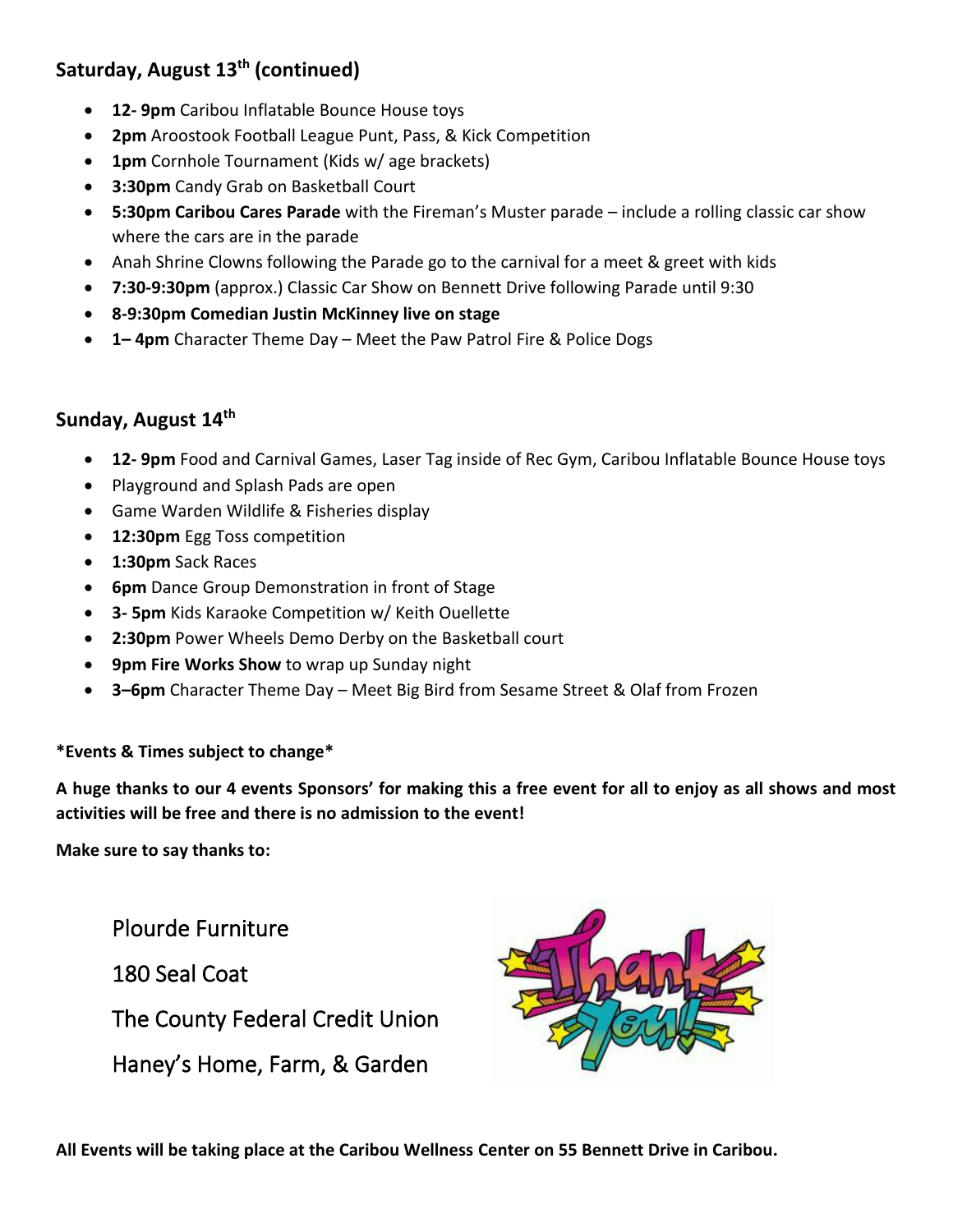## Saturday, August 13th (continued)

- **12- 9pm** Caribou Inflatable Bounce House toys
- **2pm** Aroostook Football League Punt, Pass, & Kick Competition
- **1pm** Cornhole Tournament (Kids w/ age brackets)
- **3:30pm** Candy Grab on Basketball Court
- **5:30pm Caribou Cares Parade** with the Fireman's Muster parade – include a rolling classic car show where the cars are in the parade
- Anah Shrine Clowns following the Parade go to the carnival for a meet & greet with kids
- **7:30-9:30pm** (approx.) Classic Car Show on Bennett Drive following Parade until 9:30
- **8-9:30pm Comedian Justin McKinney live on stage**
- **1– 4pm** Character Theme Day – Meet the Paw Patrol Fire & Police Dogs

## Sunday, August 14th

- **12- 9pm** Food and Carnival Games, Laser Tag inside of Rec Gym, Caribou Inflatable Bounce House toys
- Playground and Splash Pads are open
- Game Warden Wildlife & Fisheries display
- **12:30pm** Egg Toss competition
- **1:30pm** Sack Races
- **6pm** Dance Group Demonstration in front of Stage
- **3- 5pm** Kids Karaoke Competition w/ Keith Ouellette
- **2:30pm** Power Wheels Demo Derby on the Basketball court
- **9pm Fire Works Show** to wrap up Sunday night
- **3–6pm** Character Theme Day – Meet Big Bird from Sesame Street & Olaf from Frozen

**\*Events & Times subject to change\***

**A huge thanks to our 4 events Sponsors' for making this a free event for all to enjoy as all shows and most activities will be free and there is no admission to the event!**

**Make sure to say thanks to:**

Plourde Furniture

180 Seal Coat

The County Federal Credit Union

Haney's Home, Farm, & Garden

**All Events will be taking place at the Caribou Wellness Center on 55 Bennett Drive in Caribou.**